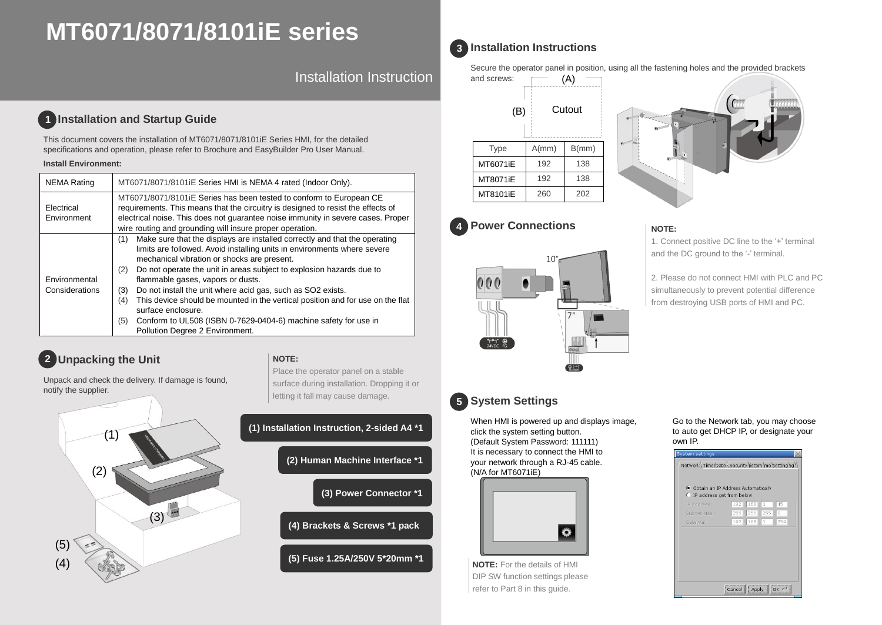# MT6071/8071/8101iE series

Installation Instruction

## 1 Installation and Startup Guide

This document covers the installation of MT6071/8071/8101iE Series HMI, for the detailed specifications and operation, please refer to Brochure and EasyBuilder Pro User Manual.

**Install Environment:**

| NEMA Rating | MT6071/8071/8101iE Series HMI is NEMA 4 rated (Indoor Only). |
|---|---|
| Electrical Environment | MT6071/8071/8101iE Series has been tested to conform to European CE requirements. This means that the circuitry is designed to resist the effects of electrical noise. This does not guarantee noise immunity in severe cases. Proper wire routing and grounding will insure proper operation. |
| Environmental Considerations | (1) Make sure that the displays are installed correctly and that the operating limits are followed. Avoid installing units in environments where severe mechanical vibration or shocks are present. (2) Do not operate the unit in areas subject to explosion hazards due to flammable gases, vapors or dusts. (3) Do not install the unit where acid gas, such as SO2 exists. (4) This device should be mounted in the vertical position and for use on the flat surface enclosure. (5) Conform to UL508 (ISBN 0-7629-0404-6) machine safety for use in Pollution Degree 2 Environment. |

## 2 Unpacking the Unit

Unpack and check the delivery. If damage is found, notify the supplier.

**NOTE:**
Place the operator panel on a stable surface during installation. Dropping it or letting it fall may cause damage.

(1) Installation Instruction, 2-sided A4 *1

(2) Human Machine Interface *1

(3) Power Connector *1

(4) Brackets & Screws *1 pack

(5) Fuse 1.25A/250V 5*20mm *1

## 3 Installation Instructions

Secure the operator panel in position, using all the fastening holes and the provided brackets and screws:

Cutout (A) × (B)

| Type | A(mm) | B(mm) |
|---|---|---|
| MT6071iE | 192 | 138 |
| MT8071iE | 192 | 138 |
| MT8101iE | 260 | 202 |

## 4 Power Connections

24VDC FG

**NOTE:**

1. Connect positive DC line to the '+' terminal and the DC ground to the '-' terminal.

2. Please do not connect HMI with PLC and PC simultaneously to prevent potential difference from destroying USB ports of HMI and PC.

## 5 System Settings

When HMI is powered up and displays image, click the system setting button.
(Default System Password: 111111)
It is necessary to connect the HMI to your network through a RJ-45 cable.
(N/A for MT6071iE)

Go to the Network tab, you may choose to auto get DHCP IP, or designate your own IP.

**NOTE:** For the details of HMI DIP SW function settings please refer to Part 8 in this guide.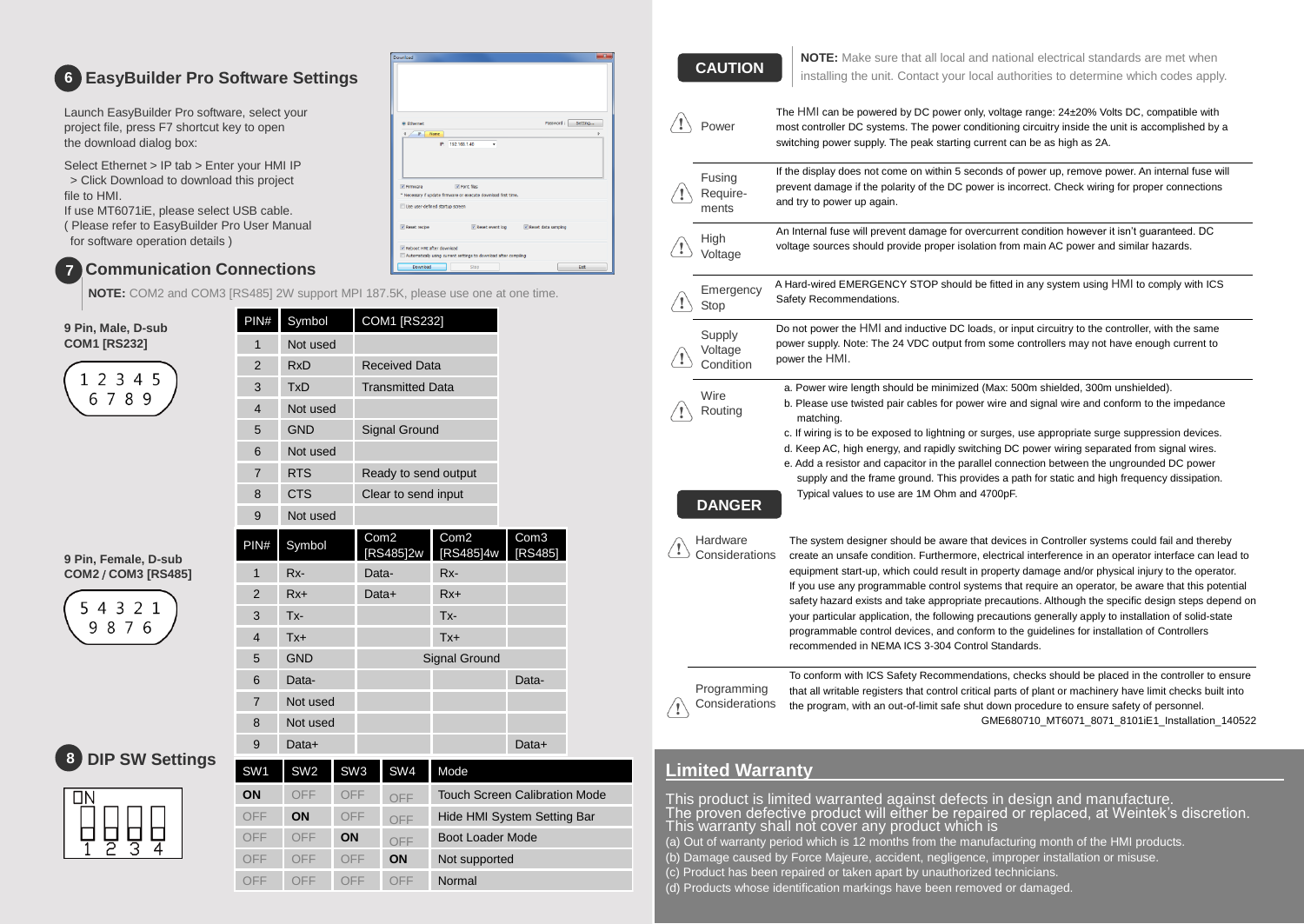## 6 EasyBuilder Pro Software Settings

Launch EasyBuilder Pro software, select your project file, press F7 shortcut key to open the download dialog box:

Select Ethernet > IP tab > Enter your HMI IP > Click Download to download this project file to HMI.
If use MT6071iE, please select USB cable.
( Please refer to EasyBuilder Pro User Manual for software operation details )

## 7 Communication Connections

**NOTE:** COM2 and COM3 [RS485] 2W support MPI 187.5K, please use one at one time.

**9 Pin, Male, D-sub**
**COM1 [RS232]**

1 2 3 4 5
6 7 8 9

| PIN# | Symbol | COM1 [RS232] |
|---|---|---|
| 1 | Not used | |
| 2 | RxD | Received Data |
| 3 | TxD | Transmitted Data |
| 4 | Not used | |
| 5 | GND | Signal Ground |
| 6 | Not used | |
| 7 | RTS | Ready to send output |
| 8 | CTS | Clear to send input |
| 9 | Not used | |

**9 Pin, Female, D-sub**
**COM2 / COM3 [RS485]**

5 4 3 2 1
9 8 7 6

| PIN# | Symbol | Com2 [RS485]2w | Com2 [RS485]4w | Com3 [RS485] |
|---|---|---|---|---|
| 1 | Rx- | Data- | Rx- | |
| 2 | Rx+ | Data+ | Rx+ | |
| 3 | Tx- | | Tx- | |
| 4 | Tx+ | | Tx+ | |
| 5 | GND | Signal Ground | | |
| 6 | Data- | | | Data- |
| 7 | Not used | | | |
| 8 | Not used | | | |
| 9 | Data+ | | | Data+ |

## 8 DIP SW Settings

| SW1 | SW2 | SW3 | SW4 | Mode |
|---|---|---|---|---|
| **ON** | OFF | OFF | OFF | Touch Screen Calibration Mode |
| OFF | **ON** | OFF | OFF | Hide HMI System Setting Bar |
| OFF | OFF | **ON** | OFF | Boot Loader Mode |
| OFF | OFF | OFF | **ON** | Not supported |
| OFF | OFF | OFF | OFF | Normal |

## CAUTION

**NOTE:** Make sure that all local and national electrical standards are met when installing the unit. Contact your local authorities to determine which codes apply.

| | |
|---|---|
| Power | The HMI can be powered by DC power only, voltage range: 24±20% Volts DC, compatible with most controller DC systems. The power conditioning circuitry inside the unit is accomplished by a switching power supply. The peak starting current can be as high as 2A. |
| Fusing Requirements | If the display does not come on within 5 seconds of power up, remove power. An internal fuse will prevent damage if the polarity of the DC power is incorrect. Check wiring for proper connections and try to power up again. |
| High Voltage | An Internal fuse will prevent damage for overcurrent condition however it isn't guaranteed. DC voltage sources should provide proper isolation from main AC power and similar hazards. |
| Emergency Stop | A Hard-wired EMERGENCY STOP should be fitted in any system using HMI to comply with ICS Safety Recommendations. |
| Supply Voltage Condition | Do not power the HMI and inductive DC loads, or input circuitry to the controller, with the same power supply. Note: The 24 VDC output from some controllers may not have enough current to power the HMI. |
| Wire Routing | a. Power wire length should be minimized (Max: 500m shielded, 300m unshielded).<br>b. Please use twisted pair cables for power wire and signal wire and conform to the impedance matching.<br>c. If wiring is to be exposed to lightning or surges, use appropriate surge suppression devices.<br>d. Keep AC, high energy, and rapidly switching DC power wiring separated from signal wires.<br>e. Add a resistor and capacitor in the parallel connection between the ungrounded DC power supply and the frame ground. This provides a path for static and high frequency dissipation. Typical values to use are 1M Ohm and 4700pF. |

## DANGER

| | |
|---|---|
| Hardware Considerations | The system designer should be aware that devices in Controller systems could fail and thereby create an unsafe condition. Furthermore, electrical interference in an operator interface can lead to equipment start-up, which could result in property damage and/or physical injury to the operator. If you use any programmable control systems that require an operator, be aware that this potential safety hazard exists and take appropriate precautions. Although the specific design steps depend on your particular application, the following precautions generally apply to installation of solid-state programmable control devices, and conform to the guidelines for installation of Controllers recommended in NEMA ICS 3-304 Control Standards. |
| Programming Considerations | To conform with ICS Safety Recommendations, checks should be placed in the controller to ensure that all writable registers that control critical parts of plant or machinery have limit checks built into the program, with an out-of-limit safe shut down procedure to ensure safety of personnel. |

GME680710_MT6071_8071_8101iE1_Installation_140522

## Limited Warranty

This product is limited warranted against defects in design and manufacture.
The proven defective product will either be repaired or replaced, at Weintek's discretion.
This warranty shall not cover any product which is

(a) Out of warranty period which is 12 months from the manufacturing month of the HMI products.
(b) Damage caused by Force Majeure, accident, negligence, improper installation or misuse.
(c) Product has been repaired or taken apart by unauthorized technicians.
(d) Products whose identification markings have been removed or damaged.